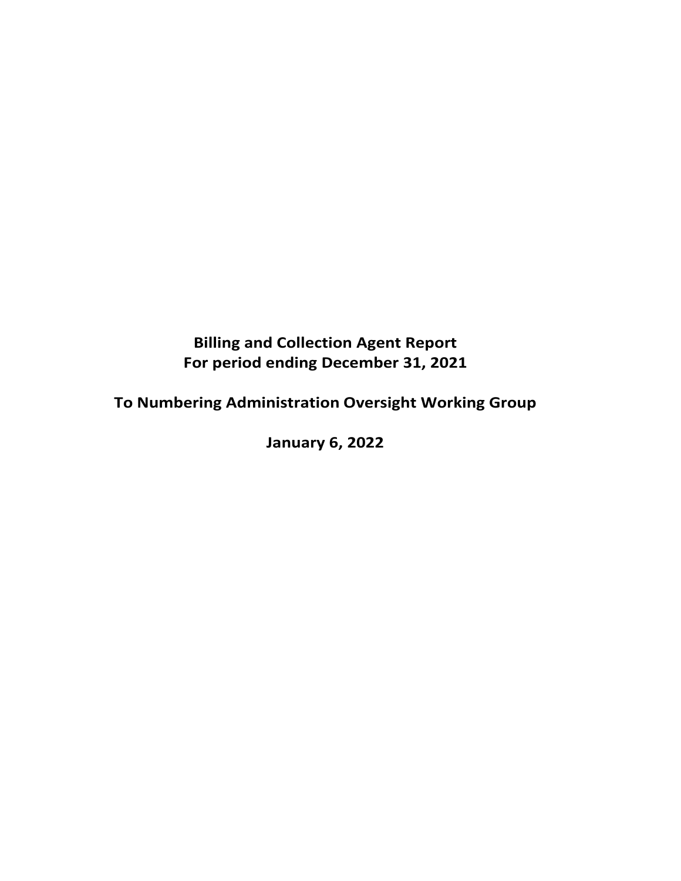**Billing and Collection Agent Report**
**For period ending December 31, 2021**

**To Numbering Administration Oversight Working Group**

**January 6, 2022**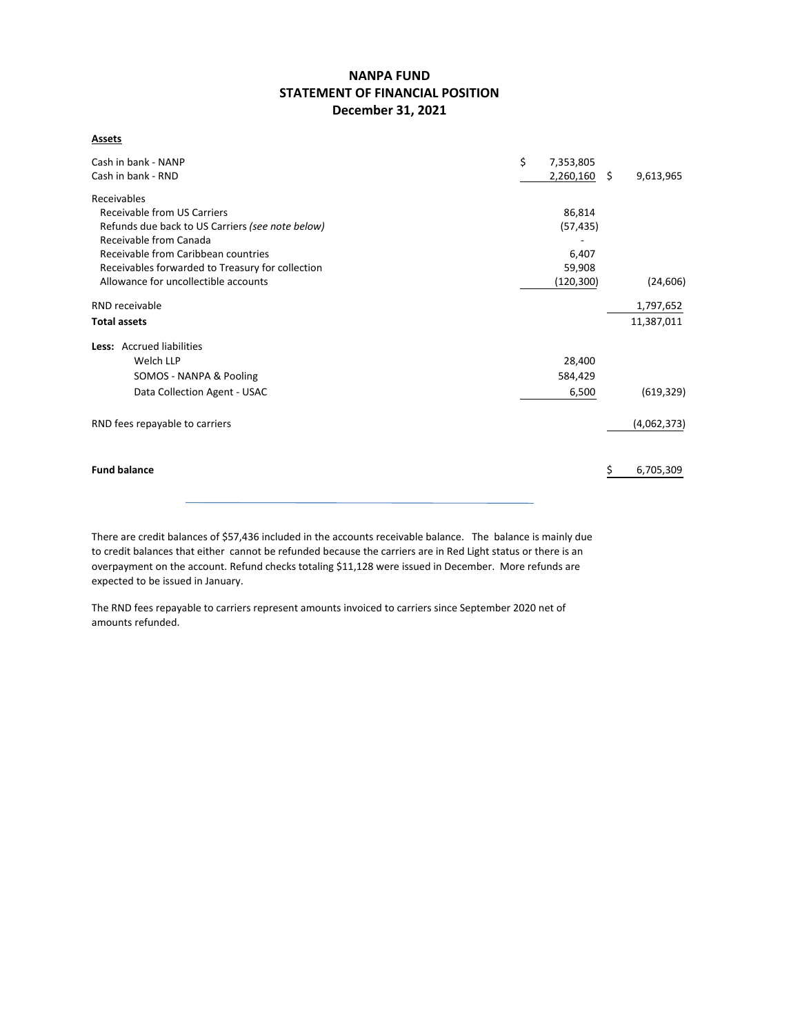# NANPA FUND
## STATEMENT OF FINANCIAL POSITION
### December 31, 2021

**Assets**

| | | |
|---|---|---|
| Cash in bank - NANP | $ 7,353,805 | |
| Cash in bank - RND | 2,260,160 | $ 9,613,965 |
| Receivables | | |
| Receivable from US Carriers | 86,814 | |
| Refunds due back to US Carriers *(see note below)* | (57,435) | |
| Receivable from Canada | - | |
| Receivable from Caribbean countries | 6,407 | |
| Receivables forwarded to Treasury for collection | 59,908 | |
| Allowance for uncollectible accounts | (120,300) | (24,606) |
| RND receivable | | 1,797,652 |
| **Total assets** | | 11,387,011 |
| **Less:** Accrued liabilities | | |
| Welch LLP | 28,400 | |
| SOMOS - NANPA & Pooling | 584,429 | |
| Data Collection Agent - USAC | 6,500 | (619,329) |
| RND fees repayable to carriers | | (4,062,373) |
| **Fund balance** | | $ 6,705,309 |

There are credit balances of $57,436 included in the accounts receivable balance. The balance is mainly due to credit balances that either cannot be refunded because the carriers are in Red Light status or there is an overpayment on the account. Refund checks totaling $11,128 were issued in December. More refunds are expected to be issued in January.

The RND fees repayable to carriers represent amounts invoiced to carriers since September 2020 net of amounts refunded.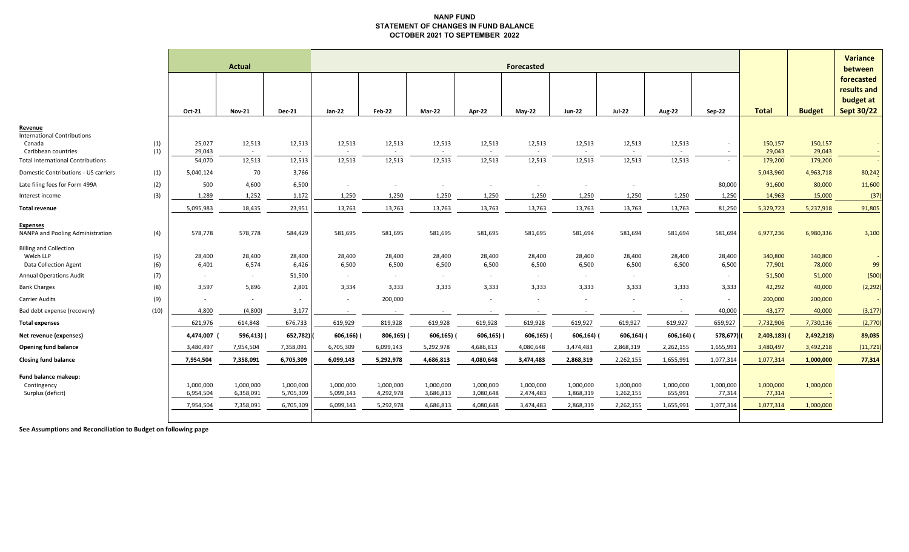# NANP FUND
## STATEMENT OF CHANGES IN FUND BALANCE
### OCTOBER 2021 TO SEPTEMBER 2022

| | | Actual | | | Forecasted | | | | | | | | | | | Variance between forecasted results and budget at Sept 30/22 |
|---|---|---|---|---|---|---|---|---|---|---|---|---|---|---|---|---|
| | | Oct-21 | Nov-21 | Dec-21 | Jan-22 | Feb-22 | Mar-22 | Apr-22 | May-22 | Jun-22 | Jul-22 | Aug-22 | Sep-22 | Total | Budget | |
| **Revenue** | | | | | | | | | | | | | | | | |
| International Contributions | | | | | | | | | | | | | | | | |
| Canada | (1) | 25,027 | 12,513 | 12,513 | 12,513 | 12,513 | 12,513 | 12,513 | 12,513 | 12,513 | 12,513 | 12,513 | - | 150,157 | 150,157 | - |
| Caribbean countries | (1) | 29,043 | - | - | - | - | - | - | - | - | - | - | - | 29,043 | 29,043 | - |
| Total International Contributions | | 54,070 | 12,513 | 12,513 | 12,513 | 12,513 | 12,513 | 12,513 | 12,513 | 12,513 | 12,513 | 12,513 | - | 179,200 | 179,200 | - |
| Domestic Contributions - US carriers | (1) | 5,040,124 | 70 | 3,766 | | | | | | | | | | 5,043,960 | 4,963,718 | 80,242 |
| Late filing fees for Form 499A | (2) | 500 | 4,600 | 6,500 | - | - | - | - | - | - | - | | 80,000 | 91,600 | 80,000 | 11,600 |
| Interest income | (3) | 1,289 | 1,252 | 1,172 | 1,250 | 1,250 | 1,250 | 1,250 | 1,250 | 1,250 | 1,250 | 1,250 | 1,250 | 14,963 | 15,000 | (37) |
| **Total revenue** | | 5,095,983 | 18,435 | 23,951 | 13,763 | 13,763 | 13,763 | 13,763 | 13,763 | 13,763 | 13,763 | 13,763 | 81,250 | 5,329,723 | 5,237,918 | 91,805 |
| **Expenses** | | | | | | | | | | | | | | | | |
| NANPA and Pooling Administration | (4) | 578,778 | 578,778 | 584,429 | 581,695 | 581,695 | 581,695 | 581,695 | 581,695 | 581,694 | 581,694 | 581,694 | 581,694 | 6,977,236 | 6,980,336 | 3,100 |
| Billing and Collection | | | | | | | | | | | | | | | | |
| Welch LLP | (5) | 28,400 | 28,400 | 28,400 | 28,400 | 28,400 | 28,400 | 28,400 | 28,400 | 28,400 | 28,400 | 28,400 | 28,400 | 340,800 | 340,800 | - |
| Data Collection Agent | (6) | 6,401 | 6,574 | 6,426 | 6,500 | 6,500 | 6,500 | 6,500 | 6,500 | 6,500 | 6,500 | 6,500 | 6,500 | 77,901 | 78,000 | 99 |
| Annual Operations Audit | (7) | - | - | 51,500 | - | - | - | - | - | - | - | | - | 51,500 | 51,000 | (500) |
| Bank Charges | (8) | 3,597 | 5,896 | 2,801 | 3,334 | 3,333 | 3,333 | 3,333 | 3,333 | 3,333 | 3,333 | 3,333 | 3,333 | 42,292 | 40,000 | (2,292) |
| Carrier Audits | (9) | - | - | - | - | 200,000 | | - | - | - | - | - | - | 200,000 | 200,000 | - |
| Bad debt expense (recovery) | (10) | 4,800 | (4,800) | 3,177 | - | - | - | - | - | - | - | - | 40,000 | 43,177 | 40,000 | (3,177) |
| **Total expenses** | | 621,976 | 614,848 | 676,733 | 619,929 | 819,928 | 619,928 | 619,928 | 619,928 | 619,927 | 619,927 | 619,927 | 659,927 | 7,732,906 | 7,730,136 | (2,770) |
| **Net revenue (expenses)** | | 4,474,007 | (596,413) | (652,782) | (606,166) | (806,165) | (606,165) | (606,165) | (606,165) | (606,164) | (606,164) | (606,164) | (578,677) | (2,403,183) | (2,492,218) | 89,035 |
| **Opening fund balance** | | 3,480,497 | 7,954,504 | 7,358,091 | 6,705,309 | 6,099,143 | 5,292,978 | 4,686,813 | 4,080,648 | 3,474,483 | 2,868,319 | 2,262,155 | 1,655,991 | 3,480,497 | 3,492,218 | (11,721) |
| **Closing fund balance** | | 7,954,504 | 7,358,091 | 6,705,309 | 6,099,143 | 5,292,978 | 4,686,813 | 4,080,648 | 3,474,483 | 2,868,319 | 2,262,155 | 1,655,991 | 1,077,314 | 1,077,314 | 1,000,000 | 77,314 |
| **Fund balance makeup:** | | | | | | | | | | | | | | | | |
| Contingency | | 1,000,000 | 1,000,000 | 1,000,000 | 1,000,000 | 1,000,000 | 1,000,000 | 1,000,000 | 1,000,000 | 1,000,000 | 1,000,000 | 1,000,000 | 1,000,000 | 1,000,000 | 1,000,000 | |
| Surplus (deficit) | | 6,954,504 | 6,358,091 | 5,705,309 | 5,099,143 | 4,292,978 | 3,686,813 | 3,080,648 | 2,474,483 | 1,868,319 | 1,262,155 | 655,991 | 77,314 | 77,314 | - | |
| | | 7,954,504 | 7,358,091 | 6,705,309 | 6,099,143 | 5,292,978 | 4,686,813 | 4,080,648 | 3,474,483 | 2,868,319 | 2,262,155 | 1,655,991 | 1,077,314 | 1,077,314 | 1,000,000 | |

**See Assumptions and Reconciliation to Budget on following page**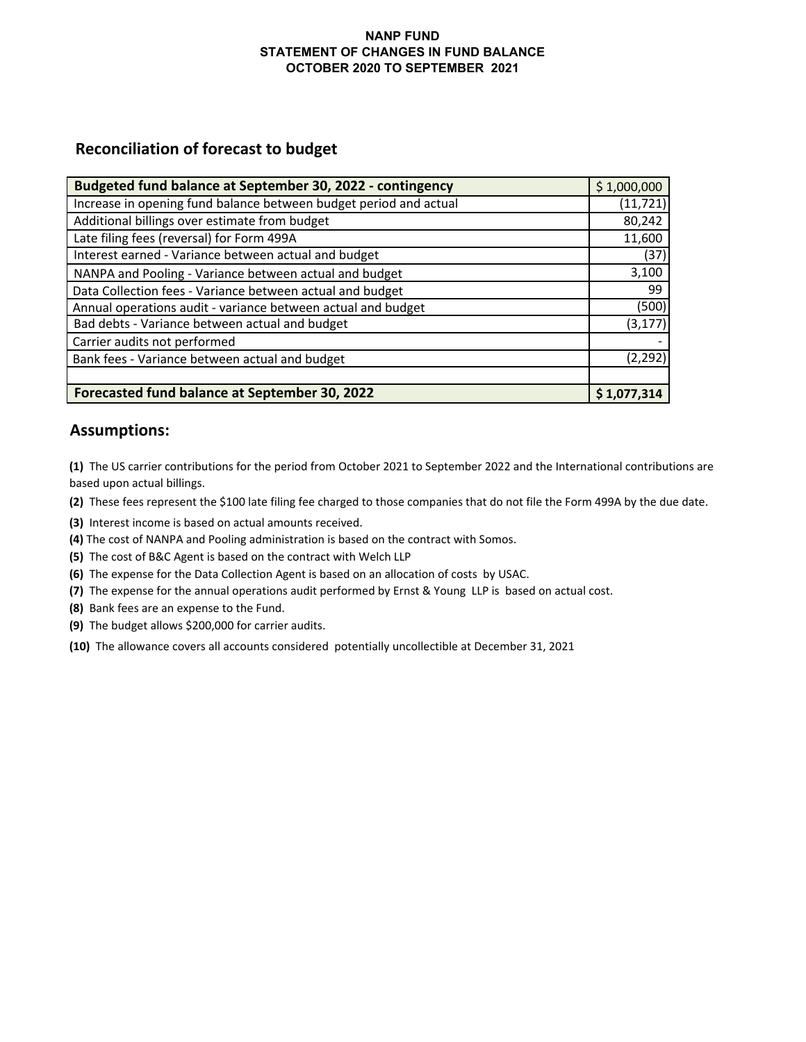**NANP FUND**
**STATEMENT OF CHANGES IN FUND BALANCE**
**OCTOBER 2020 TO SEPTEMBER 2021**

## Reconciliation of forecast to budget

| **Budgeted fund balance at September 30, 2022 - contingency** | $ 1,000,000 |
|---|---|
| Increase in opening fund balance between budget period and actual | (11,721) |
| Additional billings over estimate from budget | 80,242 |
| Late filing fees (reversal) for Form 499A | 11,600 |
| Interest earned - Variance between actual and budget | (37) |
| NANPA and Pooling - Variance between actual and budget | 3,100 |
| Data Collection fees - Variance between actual and budget | 99 |
| Annual operations audit - variance between actual and budget | (500) |
| Bad debts - Variance between actual and budget | (3,177) |
| Carrier audits not performed | - |
| Bank fees - Variance between actual and budget | (2,292) |
| | |
| **Forecasted fund balance at September 30, 2022** | **$ 1,077,314** |

## Assumptions:

**(1)** The US carrier contributions for the period from October 2021 to September 2022 and the International contributions are based upon actual billings.

**(2)** These fees represent the $100 late filing fee charged to those companies that do not file the Form 499A by the due date.

**(3)** Interest income is based on actual amounts received.

**(4)** The cost of NANPA and Pooling administration is based on the contract with Somos.

**(5)** The cost of B&C Agent is based on the contract with Welch LLP

**(6)** The expense for the Data Collection Agent is based on an allocation of costs by USAC.

**(7)** The expense for the annual operations audit performed by Ernst & Young LLP is based on actual cost.

**(8)** Bank fees are an expense to the Fund.

**(9)** The budget allows $200,000 for carrier audits.

**(10)** The allowance covers all accounts considered potentially uncollectible at December 31, 2021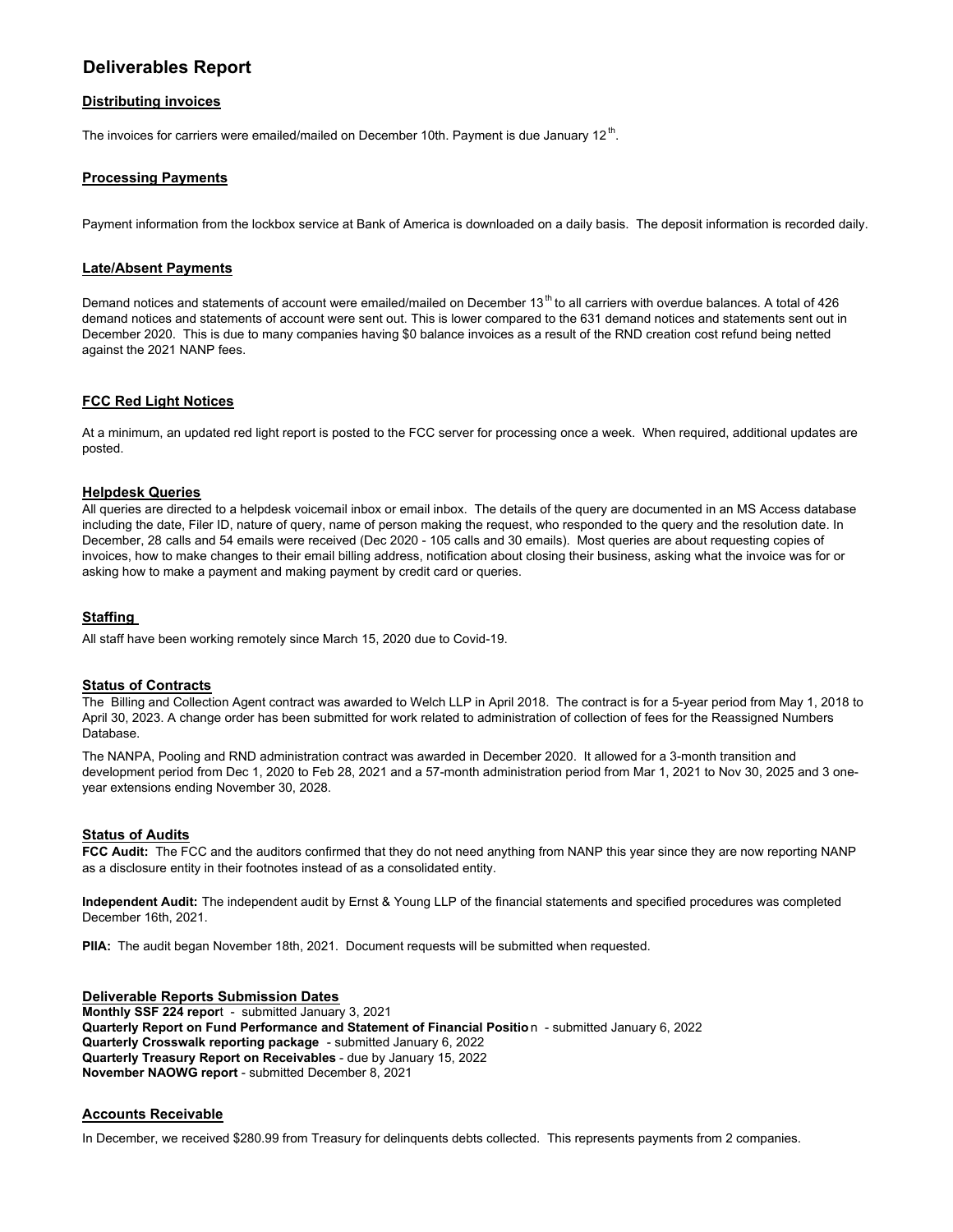# Deliverables Report

## Distributing invoices

The invoices for carriers were emailed/mailed on December 10th. Payment is due January 12th.

## Processing Payments

Payment information from the lockbox service at Bank of America is downloaded on a daily basis. The deposit information is recorded daily.

## Late/Absent Payments

Demand notices and statements of account were emailed/mailed on December 13th to all carriers with overdue balances. A total of 426 demand notices and statements of account were sent out. This is lower compared to the 631 demand notices and statements sent out in December 2020. This is due to many companies having $0 balance invoices as a result of the RND creation cost refund being netted against the 2021 NANP fees.

## FCC Red Light Notices

At a minimum, an updated red light report is posted to the FCC server for processing once a week. When required, additional updates are posted.

## Helpdesk Queries

All queries are directed to a helpdesk voicemail inbox or email inbox. The details of the query are documented in an MS Access database including the date, Filer ID, nature of query, name of person making the request, who responded to the query and the resolution date. In December, 28 calls and 54 emails were received (Dec 2020 - 105 calls and 30 emails). Most queries are about requesting copies of invoices, how to make changes to their email billing address, notification about closing their business, asking what the invoice was for or asking how to make a payment and making payment by credit card or queries.

## Staffing

All staff have been working remotely since March 15, 2020 due to Covid-19.

## Status of Contracts

The Billing and Collection Agent contract was awarded to Welch LLP in April 2018. The contract is for a 5-year period from May 1, 2018 to April 30, 2023. A change order has been submitted for work related to administration of collection of fees for the Reassigned Numbers Database.

The NANPA, Pooling and RND administration contract was awarded in December 2020. It allowed for a 3-month transition and development period from Dec 1, 2020 to Feb 28, 2021 and a 57-month administration period from Mar 1, 2021 to Nov 30, 2025 and 3 one-year extensions ending November 30, 2028.

## Status of Audits

**FCC Audit:** The FCC and the auditors confirmed that they do not need anything from NANP this year since they are now reporting NANP as a disclosure entity in their footnotes instead of as a consolidated entity.

**Independent Audit:** The independent audit by Ernst & Young LLP of the financial statements and specified procedures was completed December 16th, 2021.

**PIIA:** The audit began November 18th, 2021. Document requests will be submitted when requested.

## Deliverable Reports Submission Dates

**Monthly SSF 224 report** - submitted January 3, 2021
**Quarterly Report on Fund Performance and Statement of Financial Position** - submitted January 6, 2022
**Quarterly Crosswalk reporting package** - submitted January 6, 2022
**Quarterly Treasury Report on Receivables** - due by January 15, 2022
**November NAOWG report** - submitted December 8, 2021

## Accounts Receivable

In December, we received $280.99 from Treasury for delinquents debts collected. This represents payments from 2 companies.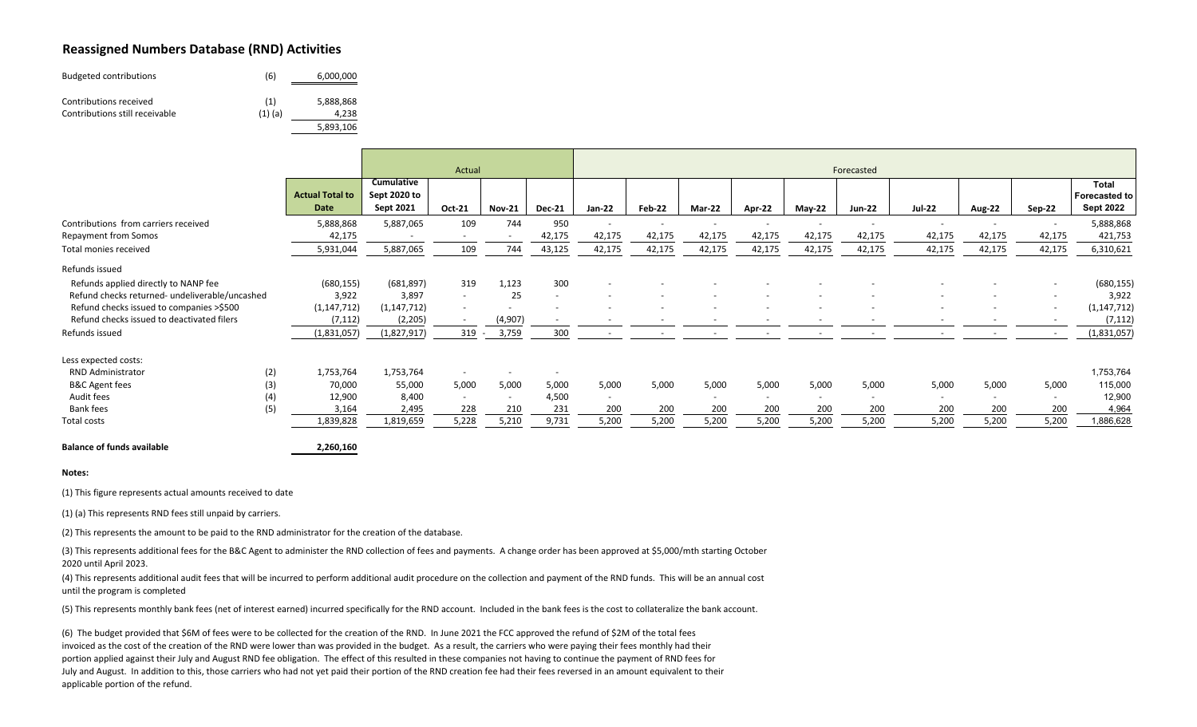## Reassigned Numbers Database (RND) Activities

| | | |
|---|---|---|
| Budgeted contributions | (6) | 6,000,000 |
| Contributions received | (1) | 5,888,868 |
| Contributions still receivable | (1) (a) | 4,238 |
| | | 5,893,106 |

| | | Actual Total to Date | Actual | | | | Forecasted | | | | | | | | | |
|---|---|---|---|---|---|---|---|---|---|---|---|---|---|---|---|---|
| | | | Cumulative Sept 2020 to Sept 2021 | Oct-21 | Nov-21 | Dec-21 | Jan-22 | Feb-22 | Mar-22 | Apr-22 | May-22 | Jun-22 | Jul-22 | Aug-22 | Sep-22 | Total Forecasted to Sept 2022 |
| Contributions from carriers received | | 5,888,868 | 5,887,065 | 109 | 744 | 950 | - | - | - | - | - | - | - | - | - | 5,888,868 |
| Repayment from Somos | | 42,175 | - | - | - | 42,175 | 42,175 | 42,175 | 42,175 | 42,175 | 42,175 | 42,175 | 42,175 | 42,175 | 42,175 | 421,753 |
| Total monies received | | 5,931,044 | 5,887,065 | 109 | 744 | 43,125 | 42,175 | 42,175 | 42,175 | 42,175 | 42,175 | 42,175 | 42,175 | 42,175 | 42,175 | 6,310,621 |
| Refunds issued | | | | | | | | | | | | | | | | |
| Refunds applied directly to NANP fee | | (680,155) | (681,897) | 319 | 1,123 | 300 | - | - | - | - | - | - | - | - | - | (680,155) |
| Refund checks returned- undeliverable/uncashed | | 3,922 | 3,897 | - | 25 | - | - | - | - | - | - | - | - | - | - | 3,922 |
| Refund checks issued to companies >$500 | | (1,147,712) | (1,147,712) | - | - | - | - | - | - | - | - | - | - | - | - | (1,147,712) |
| Refund checks issued to deactivated filers | | (7,112) | (2,205) | - | (4,907) | - | - | - | - | - | - | - | - | - | - | (7,112) |
| Refunds issued | | (1,831,057) | (1,827,917) | 319 | - 3,759 | 300 | - | - | - | - | - | - | - | - | - | (1,831,057) |
| Less expected costs: | | | | | | | | | | | | | | | | |
| RND Administrator | (2) | 1,753,764 | 1,753,764 | - | - | - | | | | | | | | | | 1,753,764 |
| B&C Agent fees | (3) | 70,000 | 55,000 | 5,000 | 5,000 | 5,000 | 5,000 | 5,000 | 5,000 | 5,000 | 5,000 | 5,000 | 5,000 | 5,000 | 5,000 | 115,000 |
| Audit fees | (4) | 12,900 | 8,400 | - | - | 4,500 | - | | - | - | - | - | - | - | - | 12,900 |
| Bank fees | (5) | 3,164 | 2,495 | 228 | 210 | 231 | 200 | 200 | 200 | 200 | 200 | 200 | 200 | 200 | 200 | 4,964 |
| Total costs | | 1,839,828 | 1,819,659 | 5,228 | 5,210 | 9,731 | 5,200 | 5,200 | 5,200 | 5,200 | 5,200 | 5,200 | 5,200 | 5,200 | 5,200 | 1,886,628 |
| **Balance of funds available** | | **2,260,160** | | | | | | | | | | | | | | |

**Notes:**

(1) This figure represents actual amounts received to date

(1) (a) This represents RND fees still unpaid by carriers.

(2) This represents the amount to be paid to the RND administrator for the creation of the database.

(3) This represents additional fees for the B&C Agent to administer the RND collection of fees and payments. A change order has been approved at $5,000/mth starting October 2020 until April 2023.

(4) This represents additional audit fees that will be incurred to perform additional audit procedure on the collection and payment of the RND funds. This will be an annual cost until the program is completed

(5) This represents monthly bank fees (net of interest earned) incurred specifically for the RND account. Included in the bank fees is the cost to collateralize the bank account.

(6) The budget provided that $6M of fees were to be collected for the creation of the RND. In June 2021 the FCC approved the refund of $2M of the total fees invoiced as the cost of the creation of the RND were lower than was provided in the budget. As a result, the carriers who were paying their fees monthly had their portion applied against their July and August RND fee obligation. The effect of this resulted in these companies not having to continue the payment of RND fees for July and August. In addition to this, those carriers who had not yet paid their portion of the RND creation fee had their fees reversed in an amount equivalent to their applicable portion of the refund.